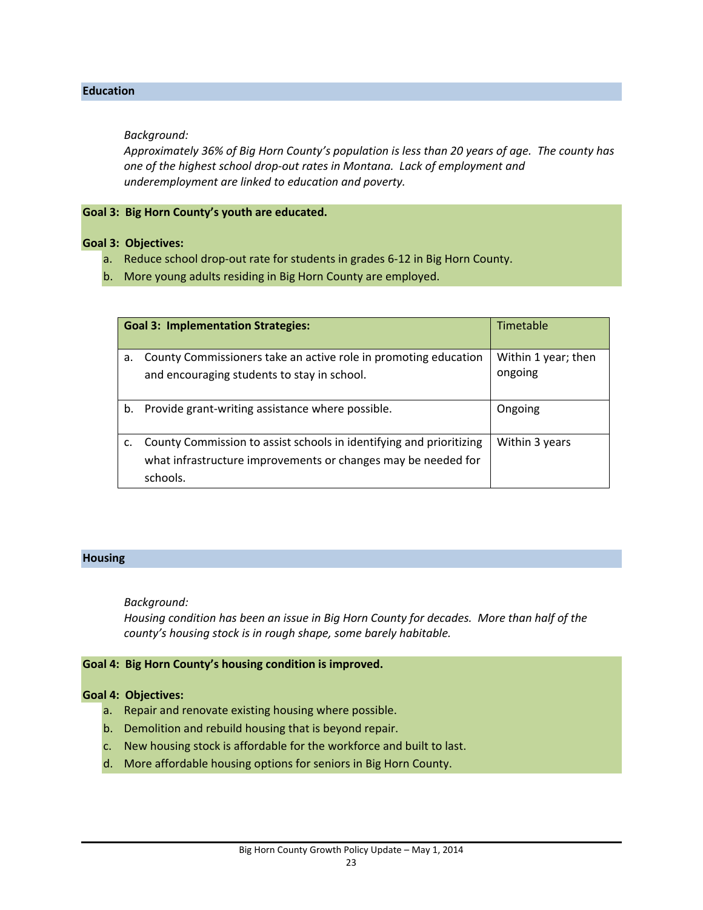## Education

*Background:*
*Approximately 36% of Big Horn County's population is less than 20 years of age. The county has one of the highest school drop-out rates in Montana. Lack of employment and underemployment are linked to education and poverty.*

**Goal 3: Big Horn County's youth are educated.**

**Goal 3: Objectives:**

a. Reduce school drop-out rate for students in grades 6-12 in Big Horn County.
b. More young adults residing in Big Horn County are employed.

| **Goal 3: Implementation Strategies:** | Timetable |
| --- | --- |
| a. County Commissioners take an active role in promoting education and encouraging students to stay in school. | Within 1 year; then ongoing |
| b. Provide grant-writing assistance where possible. | Ongoing |
| c. County Commission to assist schools in identifying and prioritizing what infrastructure improvements or changes may be needed for schools. | Within 3 years |

## Housing

*Background:*
*Housing condition has been an issue in Big Horn County for decades. More than half of the county's housing stock is in rough shape, some barely habitable.*

**Goal 4: Big Horn County's housing condition is improved.**

**Goal 4: Objectives:**

a. Repair and renovate existing housing where possible.
b. Demolition and rebuild housing that is beyond repair.
c. New housing stock is affordable for the workforce and built to last.
d. More affordable housing options for seniors in Big Horn County.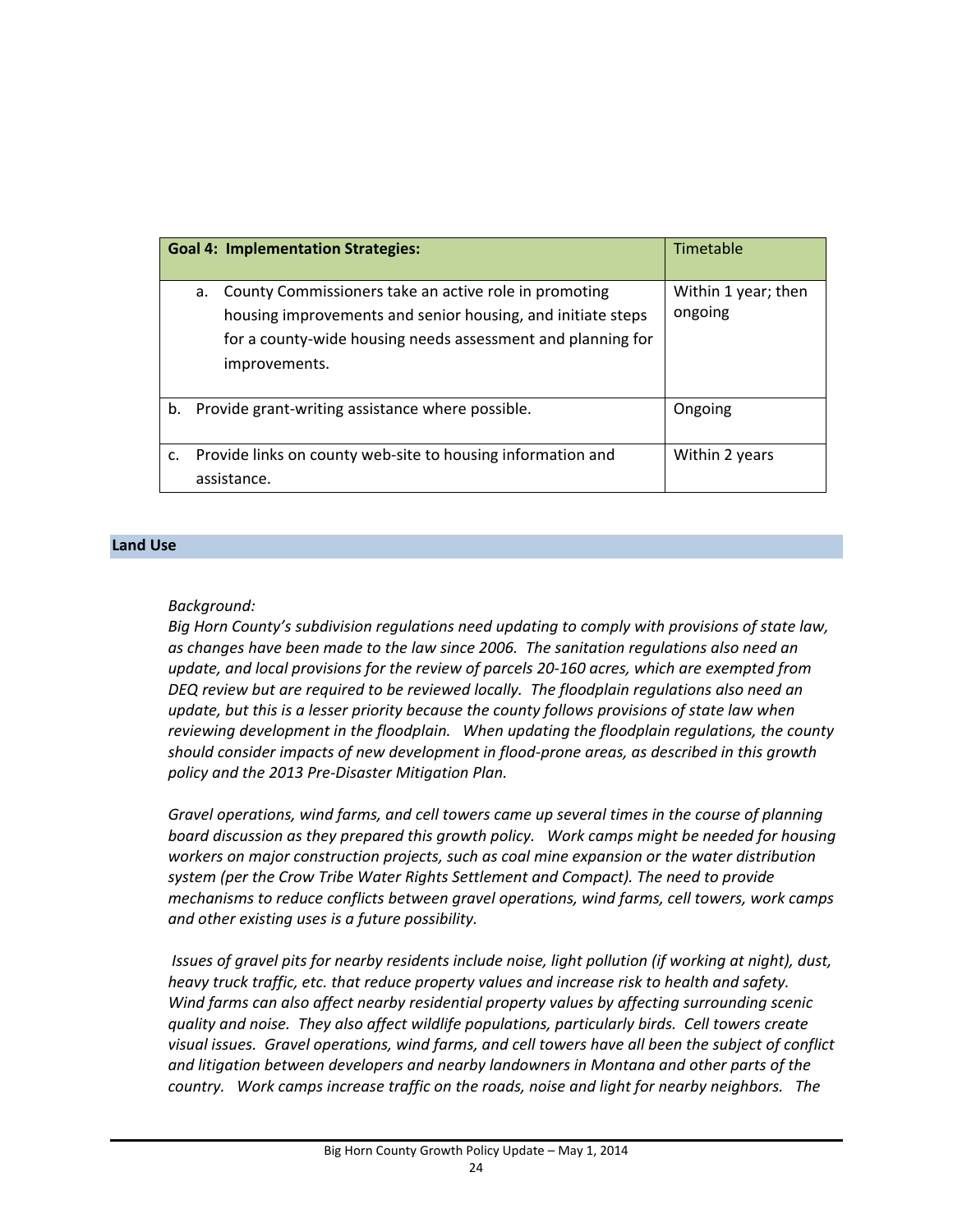| **Goal 4: Implementation Strategies:** | Timetable |
|---|---|
| a. County Commissioners take an active role in promoting housing improvements and senior housing, and initiate steps for a county-wide housing needs assessment and planning for improvements. | Within 1 year; then ongoing |
| b. Provide grant-writing assistance where possible. | Ongoing |
| c. Provide links on county web-site to housing information and assistance. | Within 2 years |

## Land Use

*Background:*
*Big Horn County's subdivision regulations need updating to comply with provisions of state law, as changes have been made to the law since 2006. The sanitation regulations also need an update, and local provisions for the review of parcels 20-160 acres, which are exempted from DEQ review but are required to be reviewed locally. The floodplain regulations also need an update, but this is a lesser priority because the county follows provisions of state law when reviewing development in the floodplain. When updating the floodplain regulations, the county should consider impacts of new development in flood-prone areas, as described in this growth policy and the 2013 Pre-Disaster Mitigation Plan.*

*Gravel operations, wind farms, and cell towers came up several times in the course of planning board discussion as they prepared this growth policy. Work camps might be needed for housing workers on major construction projects, such as coal mine expansion or the water distribution system (per the Crow Tribe Water Rights Settlement and Compact). The need to provide mechanisms to reduce conflicts between gravel operations, wind farms, cell towers, work camps and other existing uses is a future possibility.*

*Issues of gravel pits for nearby residents include noise, light pollution (if working at night), dust, heavy truck traffic, etc. that reduce property values and increase risk to health and safety. Wind farms can also affect nearby residential property values by affecting surrounding scenic quality and noise. They also affect wildlife populations, particularly birds. Cell towers create visual issues. Gravel operations, wind farms, and cell towers have all been the subject of conflict and litigation between developers and nearby landowners in Montana and other parts of the country. Work camps increase traffic on the roads, noise and light for nearby neighbors. The*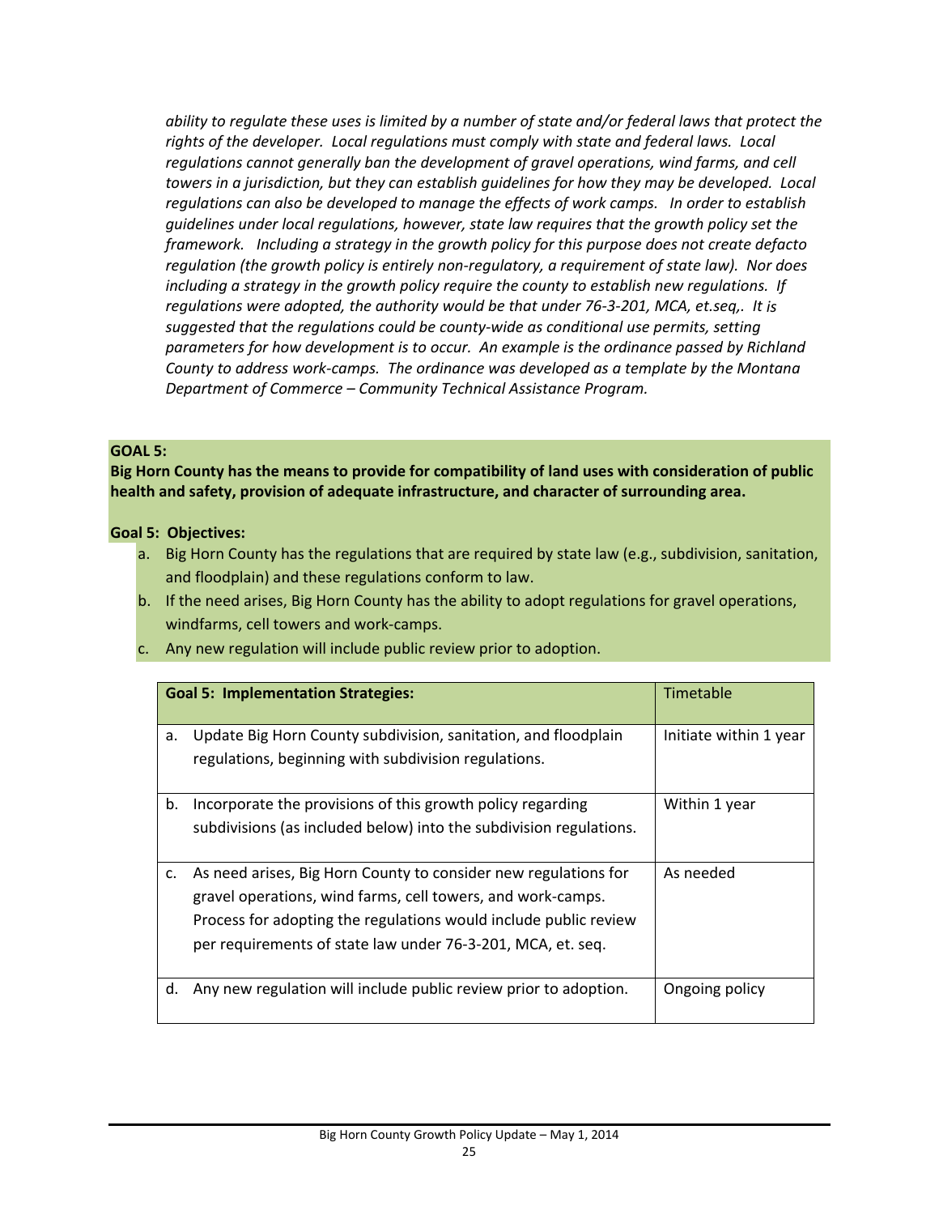*ability to regulate these uses is limited by a number of state and/or federal laws that protect the rights of the developer. Local regulations must comply with state and federal laws. Local regulations cannot generally ban the development of gravel operations, wind farms, and cell towers in a jurisdiction, but they can establish guidelines for how they may be developed. Local regulations can also be developed to manage the effects of work camps. In order to establish guidelines under local regulations, however, state law requires that the growth policy set the framework. Including a strategy in the growth policy for this purpose does not create defacto regulation (the growth policy is entirely non-regulatory, a requirement of state law). Nor does including a strategy in the growth policy require the county to establish new regulations. If regulations were adopted, the authority would be that under 76-3-201, MCA, et.seq,. It is suggested that the regulations could be county-wide as conditional use permits, setting parameters for how development is to occur. An example is the ordinance passed by Richland County to address work-camps. The ordinance was developed as a template by the Montana Department of Commerce – Community Technical Assistance Program.*

**GOAL 5:**

**Big Horn County has the means to provide for compatibility of land uses with consideration of public health and safety, provision of adequate infrastructure, and character of surrounding area.**

**Goal 5: Objectives:**

a. Big Horn County has the regulations that are required by state law (e.g., subdivision, sanitation, and floodplain) and these regulations conform to law.
b. If the need arises, Big Horn County has the ability to adopt regulations for gravel operations, windfarms, cell towers and work-camps.
c. Any new regulation will include public review prior to adoption.

| **Goal 5: Implementation Strategies:** | Timetable |
|---|---|
| a. Update Big Horn County subdivision, sanitation, and floodplain regulations, beginning with subdivision regulations. | Initiate within 1 year |
| b. Incorporate the provisions of this growth policy regarding subdivisions (as included below) into the subdivision regulations. | Within 1 year |
| c. As need arises, Big Horn County to consider new regulations for gravel operations, wind farms, cell towers, and work-camps. Process for adopting the regulations would include public review per requirements of state law under 76-3-201, MCA, et. seq. | As needed |
| d. Any new regulation will include public review prior to adoption. | Ongoing policy |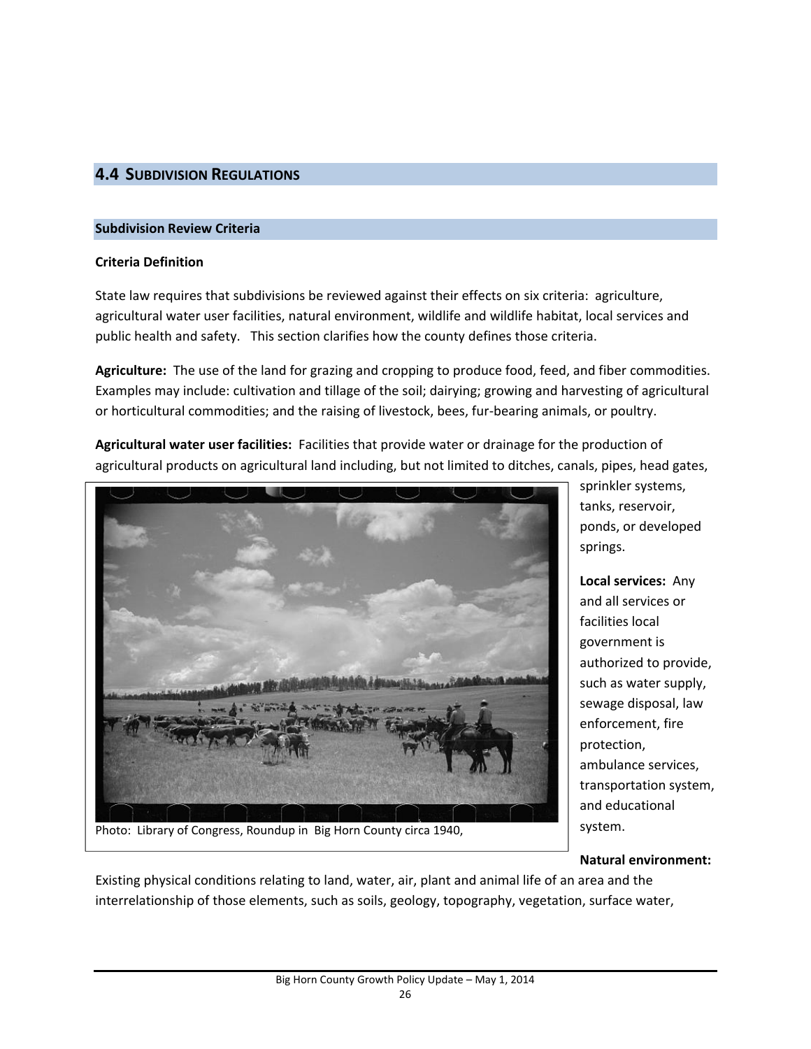## 4.4 Subdivision Regulations

### Subdivision Review Criteria

**Criteria Definition**

State law requires that subdivisions be reviewed against their effects on six criteria: agriculture, agricultural water user facilities, natural environment, wildlife and wildlife habitat, local services and public health and safety. This section clarifies how the county defines those criteria.

**Agriculture:** The use of the land for grazing and cropping to produce food, feed, and fiber commodities. Examples may include: cultivation and tillage of the soil; dairying; growing and harvesting of agricultural or horticultural commodities; and the raising of livestock, bees, fur-bearing animals, or poultry.

**Agricultural water user facilities:** Facilities that provide water or drainage for the production of agricultural products on agricultural land including, but not limited to ditches, canals, pipes, head gates, sprinkler systems, tanks, reservoir, ponds, or developed springs.

Photo: Library of Congress, Roundup in Big Horn County circa 1940,

**Local services:** Any and all services or facilities local government is authorized to provide, such as water supply, sewage disposal, law enforcement, fire protection, ambulance services, transportation system, and educational system.

**Natural environment:** Existing physical conditions relating to land, water, air, plant and animal life of an area and the interrelationship of those elements, such as soils, geology, topography, vegetation, surface water,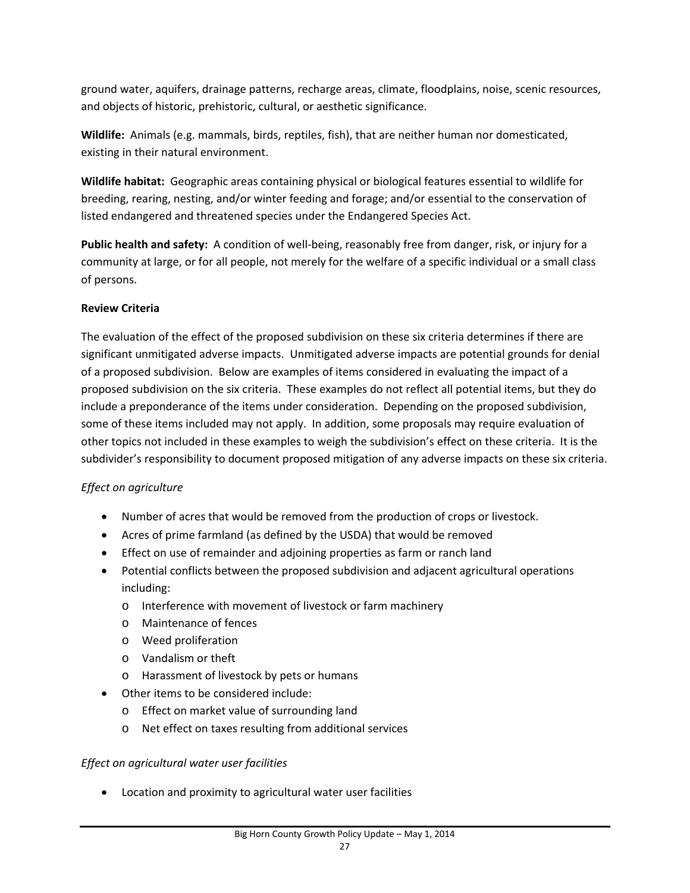ground water, aquifers, drainage patterns, recharge areas, climate, floodplains, noise, scenic resources, and objects of historic, prehistoric, cultural, or aesthetic significance.

**Wildlife:** Animals (e.g. mammals, birds, reptiles, fish), that are neither human nor domesticated, existing in their natural environment.

**Wildlife habitat:** Geographic areas containing physical or biological features essential to wildlife for breeding, rearing, nesting, and/or winter feeding and forage; and/or essential to the conservation of listed endangered and threatened species under the Endangered Species Act.

**Public health and safety:** A condition of well-being, reasonably free from danger, risk, or injury for a community at large, or for all people, not merely for the welfare of a specific individual or a small class of persons.

**Review Criteria**

The evaluation of the effect of the proposed subdivision on these six criteria determines if there are significant unmitigated adverse impacts. Unmitigated adverse impacts are potential grounds for denial of a proposed subdivision. Below are examples of items considered in evaluating the impact of a proposed subdivision on the six criteria. These examples do not reflect all potential items, but they do include a preponderance of the items under consideration. Depending on the proposed subdivision, some of these items included may not apply. In addition, some proposals may require evaluation of other topics not included in these examples to weigh the subdivision's effect on these criteria. It is the subdivider's responsibility to document proposed mitigation of any adverse impacts on these six criteria.

*Effect on agriculture*

- Number of acres that would be removed from the production of crops or livestock.
- Acres of prime farmland (as defined by the USDA) that would be removed
- Effect on use of remainder and adjoining properties as farm or ranch land
- Potential conflicts between the proposed subdivision and adjacent agricultural operations including:
  - Interference with movement of livestock or farm machinery
  - Maintenance of fences
  - Weed proliferation
  - Vandalism or theft
  - Harassment of livestock by pets or humans
- Other items to be considered include:
  - Effect on market value of surrounding land
  - Net effect on taxes resulting from additional services

*Effect on agricultural water user facilities*

- Location and proximity to agricultural water user facilities